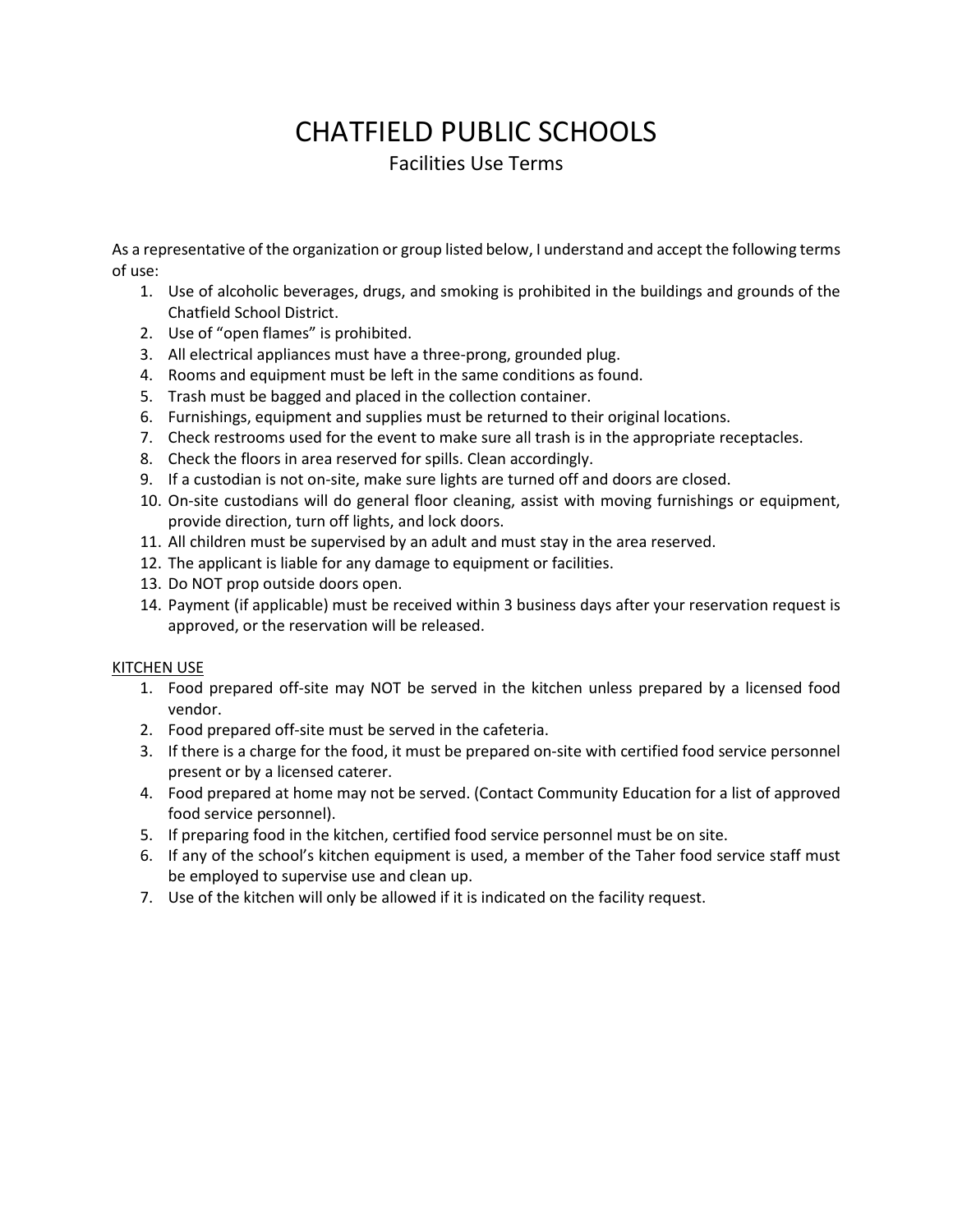# CHATFIELD PUBLIC SCHOOLS

## Facilities Use Terms

As a representative of the organization or group listed below, I understand and accept the following terms of use:

1. Use of alcoholic beverages, drugs, and smoking is prohibited in the buildings and grounds of the Chatfield School District.
2. Use of "open flames" is prohibited.
3. All electrical appliances must have a three-prong, grounded plug.
4. Rooms and equipment must be left in the same conditions as found.
5. Trash must be bagged and placed in the collection container.
6. Furnishings, equipment and supplies must be returned to their original locations.
7. Check restrooms used for the event to make sure all trash is in the appropriate receptacles.
8. Check the floors in area reserved for spills. Clean accordingly.
9. If a custodian is not on-site, make sure lights are turned off and doors are closed.
10. On-site custodians will do general floor cleaning, assist with moving furnishings or equipment, provide direction, turn off lights, and lock doors.
11. All children must be supervised by an adult and must stay in the area reserved.
12. The applicant is liable for any damage to equipment or facilities.
13. Do NOT prop outside doors open.
14. Payment (if applicable) must be received within 3 business days after your reservation request is approved, or the reservation will be released.

<u>KITCHEN USE</u>

1. Food prepared off-site may NOT be served in the kitchen unless prepared by a licensed food vendor.
2. Food prepared off-site must be served in the cafeteria.
3. If there is a charge for the food, it must be prepared on-site with certified food service personnel present or by a licensed caterer.
4. Food prepared at home may not be served. (Contact Community Education for a list of approved food service personnel).
5. If preparing food in the kitchen, certified food service personnel must be on site.
6. If any of the school's kitchen equipment is used, a member of the Taher food service staff must be employed to supervise use and clean up.
7. Use of the kitchen will only be allowed if it is indicated on the facility request.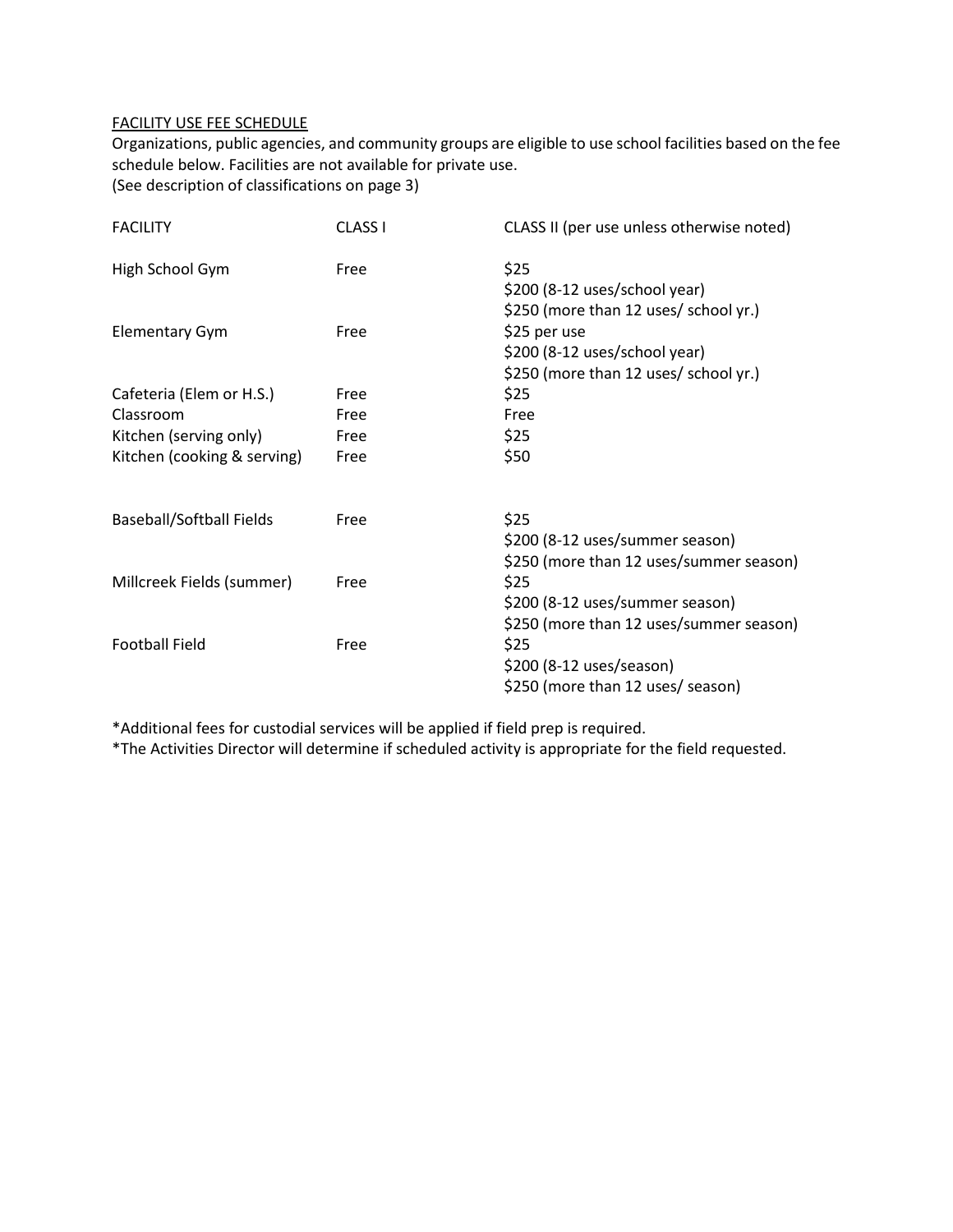FACILITY USE FEE SCHEDULE

Organizations, public agencies, and community groups are eligible to use school facilities based on the fee schedule below. Facilities are not available for private use.
(See description of classifications on page 3)

| FACILITY | CLASS I | CLASS II (per use unless otherwise noted) |
| --- | --- | --- |
| High School Gym | Free | $25<br>$200 (8-12 uses/school year)<br>$250 (more than 12 uses/ school yr.) |
| Elementary Gym | Free | $25 per use<br>$200 (8-12 uses/school year)<br>$250 (more than 12 uses/ school yr.) |
| Cafeteria (Elem or H.S.) | Free | $25 |
| Classroom | Free | Free |
| Kitchen (serving only) | Free | $25 |
| Kitchen (cooking & serving) | Free | $50 |
| Baseball/Softball Fields | Free | $25<br>$200 (8-12 uses/summer season)<br>$250 (more than 12 uses/summer season) |
| Millcreek Fields (summer) | Free | $25<br>$200 (8-12 uses/summer season)<br>$250 (more than 12 uses/summer season) |
| Football Field | Free | $25<br>$200 (8-12 uses/season)<br>$250 (more than 12 uses/ season) |

*Additional fees for custodial services will be applied if field prep is required.

*The Activities Director will determine if scheduled activity is appropriate for the field requested.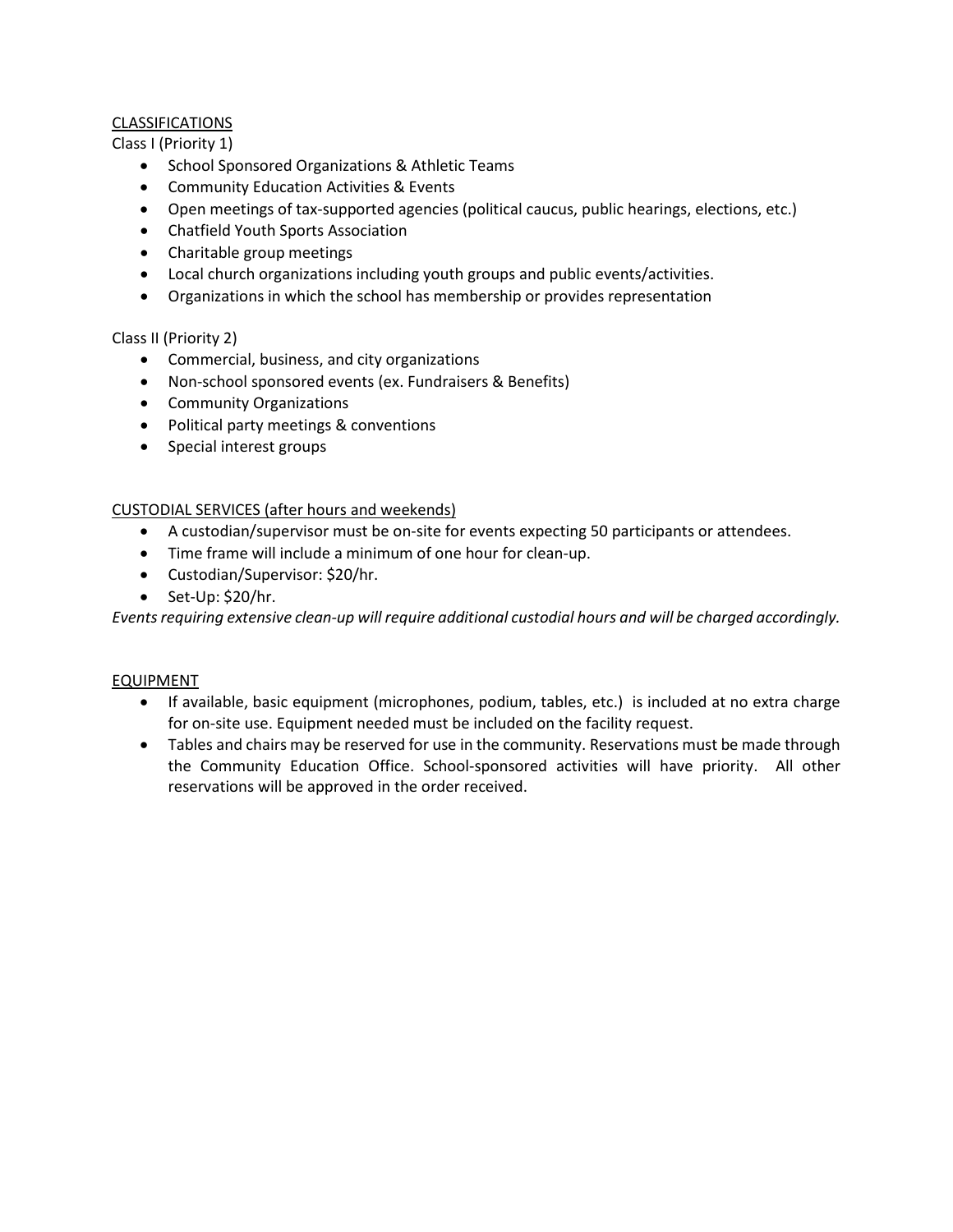CLASSIFICATIONS

Class I (Priority 1)

- School Sponsored Organizations & Athletic Teams
- Community Education Activities & Events
- Open meetings of tax-supported agencies (political caucus, public hearings, elections, etc.)
- Chatfield Youth Sports Association
- Charitable group meetings
- Local church organizations including youth groups and public events/activities.
- Organizations in which the school has membership or provides representation

Class II (Priority 2)

- Commercial, business, and city organizations
- Non-school sponsored events (ex. Fundraisers & Benefits)
- Community Organizations
- Political party meetings & conventions
- Special interest groups

CUSTODIAL SERVICES (after hours and weekends)

- A custodian/supervisor must be on-site for events expecting 50 participants or attendees.
- Time frame will include a minimum of one hour for clean-up.
- Custodian/Supervisor: $20/hr.
- Set-Up: $20/hr.

*Events requiring extensive clean-up will require additional custodial hours and will be charged accordingly.*

EQUIPMENT

- If available, basic equipment (microphones, podium, tables, etc.) is included at no extra charge for on-site use. Equipment needed must be included on the facility request.
- Tables and chairs may be reserved for use in the community. Reservations must be made through the Community Education Office. School-sponsored activities will have priority. All other reservations will be approved in the order received.